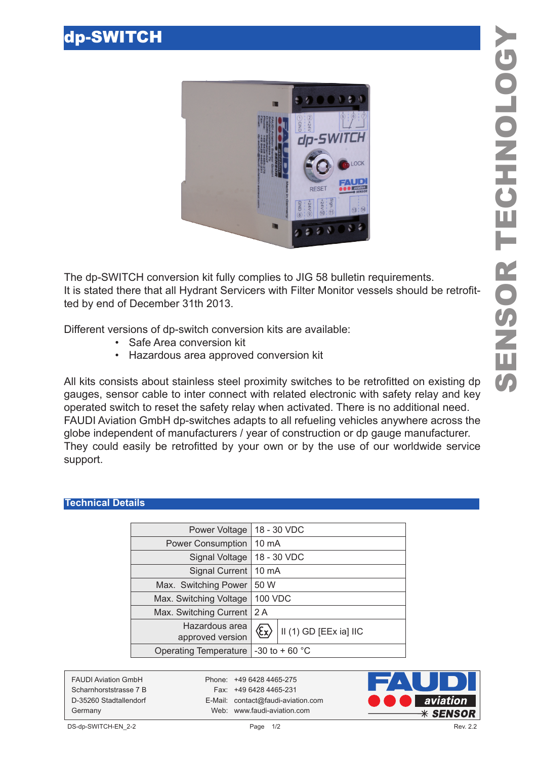# dp-SWITCH

The dp-SWITCH conversion kit fully complies to JIG 58 bulletin requirements.
It is stated there that all Hydrant Servicers with Filter Monitor vessels should be retrofitted by end of December 31th 2013.

Different versions of dp-switch conversion kits are available:

- Safe Area conversion kit
- Hazardous area approved conversion kit

All kits consists about stainless steel proximity switches to be retrofitted on existing dp gauges, sensor cable to inter connect with related electronic with safety relay and key operated switch to reset the safety relay when activated. There is no additional need. FAUDI Aviation GmbH dp-switches adapts to all refueling vehicles anywhere across the globe independent of manufacturers / year of construction or dp gauge manufacturer. They could easily be retrofitted by your own or by the use of our worldwide service support.

## Technical Details

| | |
|---|---|
| Power Voltage | 18 - 30 VDC |
| Power Consumption | 10 mA |
| Signal Voltage | 18 - 30 VDC |
| Signal Current | 10 mA |
| Max. Switching Power | 50 W |
| Max. Switching Voltage | 100 VDC |
| Max. Switching Current | 2 A |
| Hazardous area approved version | Ex II (1) GD [EEx ia] IIC |
| Operating Temperature | -30 to + 60 °C |

FAUDI Aviation GmbH
Scharnhorststrasse 7 B
D-35260 Stadtallendorf
Germany

Phone: +49 6428 4465-275
Fax: +49 6428 4465-231
E-Mail: contact@faudi-aviation.com
Web: www.faudi-aviation.com

DS-dp-SWITCH-EN_2-2 Rev. 2.2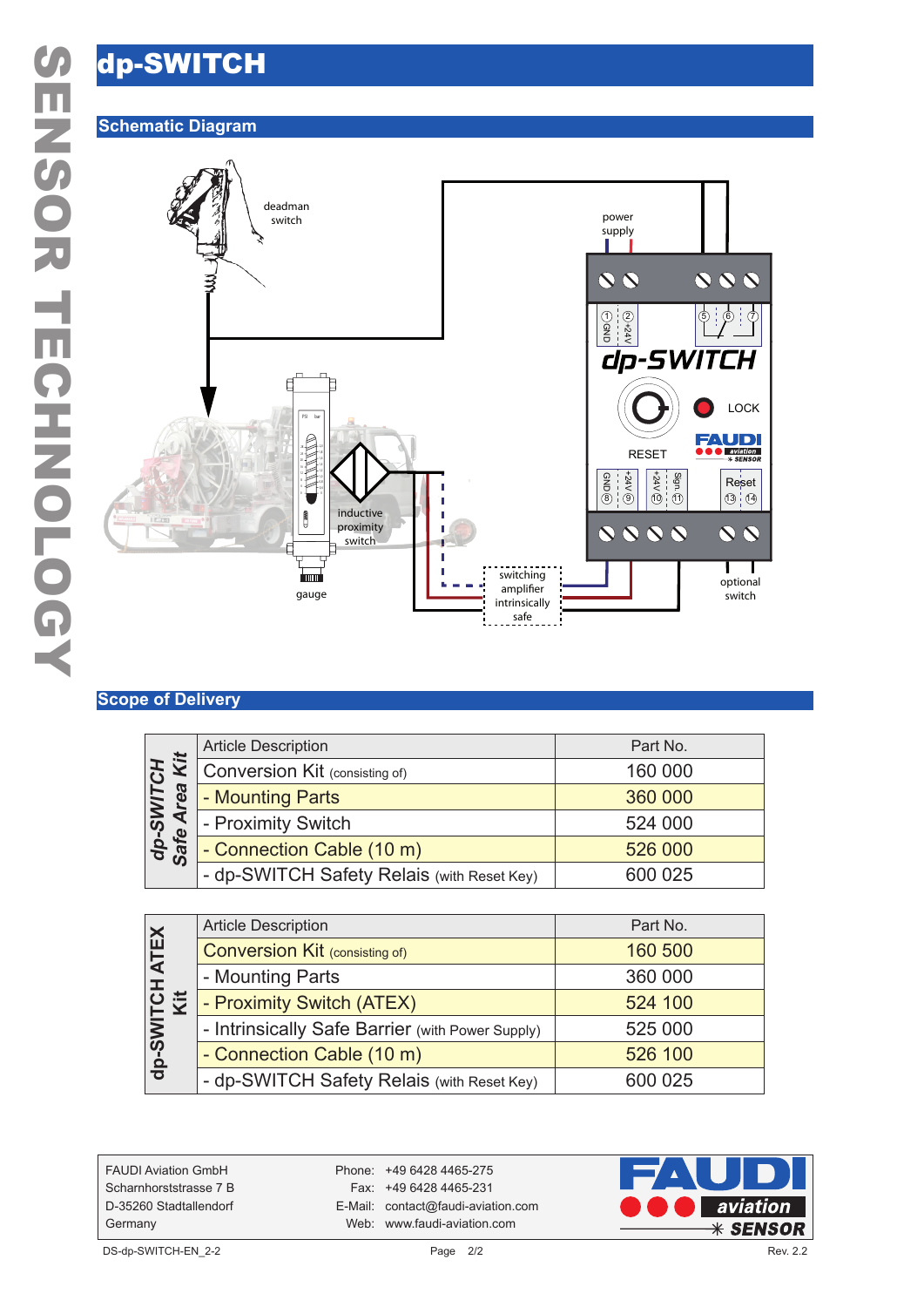# dp-SWITCH

## Schematic Diagram

deadman switch

power supply

① GND ② +24V

⑤ ⑥ ⑦

dp-SWITCH

LOCK

RESET

GND ⑧ +24V ⑨ +24V ⑩ Sign. ⑪

Reset ⑬ ⑭

inductive proximity switch

gauge

switching amplifier intrinsically safe

optional switch

## Scope of Delivery

| dp-SWITCH Safe Area Kit | Article Description | Part No. |
|---|---|---|
| | Conversion Kit (consisting of) | 160 000 |
| | - Mounting Parts | 360 000 |
| | - Proximity Switch | 524 000 |
| | - Connection Cable (10 m) | 526 000 |
| | - dp-SWITCH Safety Relais (with Reset Key) | 600 025 |

| dp-SWITCH ATEX Kit | Article Description | Part No. |
|---|---|---|
| | Conversion Kit (consisting of) | 160 500 |
| | - Mounting Parts | 360 000 |
| | - Proximity Switch (ATEX) | 524 100 |
| | - Intrinsically Safe Barrier (with Power Supply) | 525 000 |
| | - Connection Cable (10 m) | 526 100 |
| | - dp-SWITCH Safety Relais (with Reset Key) | 600 025 |

FAUDI Aviation GmbH
Scharnhorststrasse 7 B
D-35260 Stadtallendorf
Germany

Phone: +49 6428 4465-275
Fax: +49 6428 4465-231
E-Mail: contact@faudi-aviation.com
Web: www.faudi-aviation.com

DS-dp-SWITCH-EN_2-2 Rev. 2.2